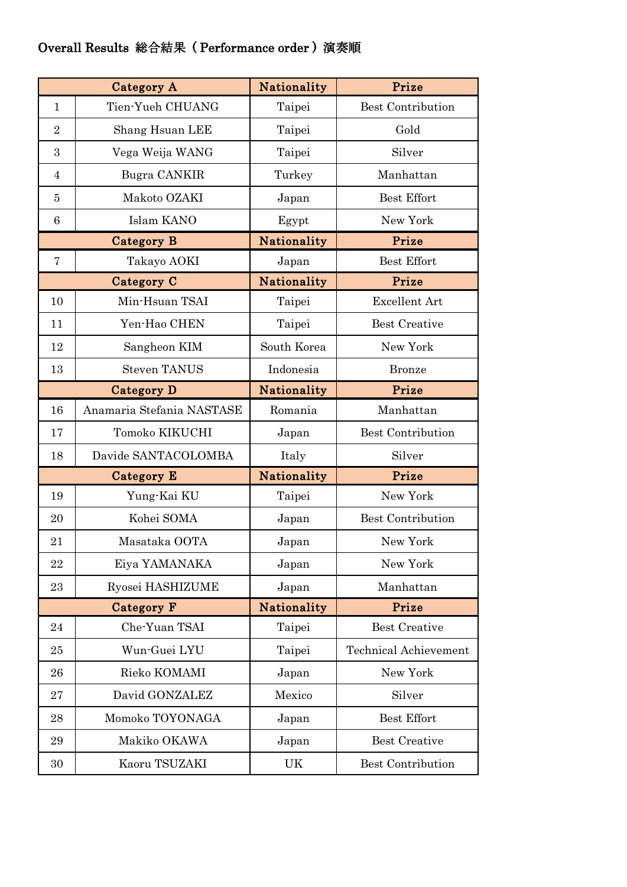# Overall Results 総合結果（Performance order）演奏順

| Category A | | Nationality | Prize |
|---|---|---|---|
| 1 | Tien-Yueh CHUANG | Taipei | Best Contribution |
| 2 | Shang Hsuan LEE | Taipei | Gold |
| 3 | Vega Weija WANG | Taipei | Silver |
| 4 | Bugra CANKIR | Turkey | Manhattan |
| 5 | Makoto OZAKI | Japan | Best Effort |
| 6 | Islam KANO | Egypt | New York |
| **Category B** | | **Nationality** | **Prize** |
| 7 | Takayo AOKI | Japan | Best Effort |
| **Category C** | | **Nationality** | **Prize** |
| 10 | Min-Hsuan TSAI | Taipei | Excellent Art |
| 11 | Yen-Hao CHEN | Taipei | Best Creative |
| 12 | Sangheon KIM | South Korea | New York |
| 13 | Steven TANUS | Indonesia | Bronze |
| **Category D** | | **Nationality** | **Prize** |
| 16 | Anamaria Stefania NASTASE | Romania | Manhattan |
| 17 | Tomoko KIKUCHI | Japan | Best Contribution |
| 18 | Davide SANTACOLOMBA | Italy | Silver |
| **Category E** | | **Nationality** | **Prize** |
| 19 | Yung-Kai KU | Taipei | New York |
| 20 | Kohei SOMA | Japan | Best Contribution |
| 21 | Masataka OOTA | Japan | New York |
| 22 | Eiya YAMANAKA | Japan | New York |
| 23 | Ryosei HASHIZUME | Japan | Manhattan |
| **Category F** | | **Nationality** | **Prize** |
| 24 | Che-Yuan TSAI | Taipei | Best Creative |
| 25 | Wun-Guei LYU | Taipei | Technical Achievement |
| 26 | Rieko KOMAMI | Japan | New York |
| 27 | David GONZALEZ | Mexico | Silver |
| 28 | Momoko TOYONAGA | Japan | Best Effort |
| 29 | Makiko OKAWA | Japan | Best Creative |
| 30 | Kaoru TSUZAKI | UK | Best Contribution |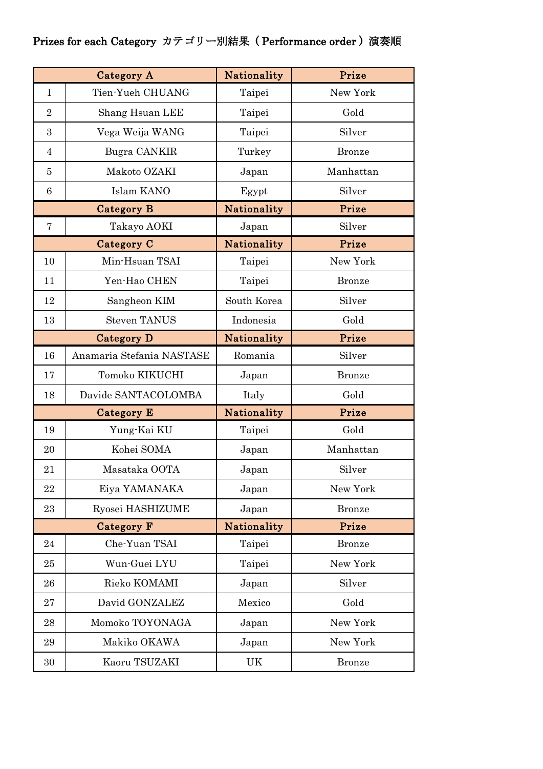## Prizes for each Category カテゴリー別結果（Performance order）演奏順

| Category A | | Nationality | Prize |
|---|---|---|---|
| 1 | Tien-Yueh CHUANG | Taipei | New York |
| 2 | Shang Hsuan LEE | Taipei | Gold |
| 3 | Vega Weija WANG | Taipei | Silver |
| 4 | Bugra CANKIR | Turkey | Bronze |
| 5 | Makoto OZAKI | Japan | Manhattan |
| 6 | Islam KANO | Egypt | Silver |
| **Category B** | | **Nationality** | **Prize** |
| 7 | Takayo AOKI | Japan | Silver |
| **Category C** | | **Nationality** | **Prize** |
| 10 | Min-Hsuan TSAI | Taipei | New York |
| 11 | Yen-Hao CHEN | Taipei | Bronze |
| 12 | Sangheon KIM | South Korea | Silver |
| 13 | Steven TANUS | Indonesia | Gold |
| **Category D** | | **Nationality** | **Prize** |
| 16 | Anamaria Stefania NASTASE | Romania | Silver |
| 17 | Tomoko KIKUCHI | Japan | Bronze |
| 18 | Davide SANTACOLOMBA | Italy | Gold |
| **Category E** | | **Nationality** | **Prize** |
| 19 | Yung-Kai KU | Taipei | Gold |
| 20 | Kohei SOMA | Japan | Manhattan |
| 21 | Masataka OOTA | Japan | Silver |
| 22 | Eiya YAMANAKA | Japan | New York |
| 23 | Ryosei HASHIZUME | Japan | Bronze |
| **Category F** | | **Nationality** | **Prize** |
| 24 | Che-Yuan TSAI | Taipei | Bronze |
| 25 | Wun-Guei LYU | Taipei | New York |
| 26 | Rieko KOMAMI | Japan | Silver |
| 27 | David GONZALEZ | Mexico | Gold |
| 28 | Momoko TOYONAGA | Japan | New York |
| 29 | Makiko OKAWA | Japan | New York |
| 30 | Kaoru TSUZAKI | UK | Bronze |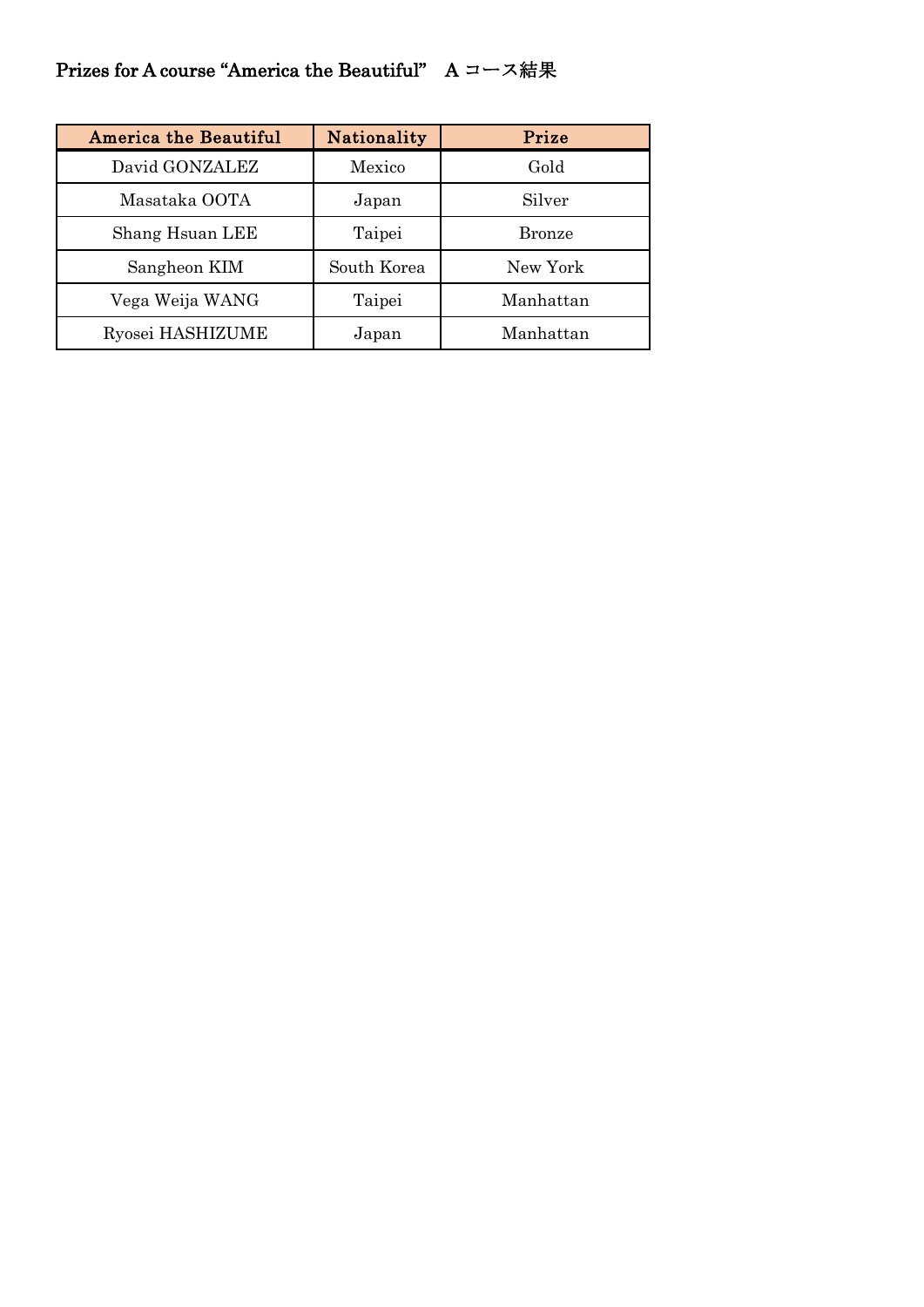## Prizes for A course "America the Beautiful"　A コース結果

| America the Beautiful | Nationality | Prize |
|---|---|---|
| David GONZALEZ | Mexico | Gold |
| Masataka OOTA | Japan | Silver |
| Shang Hsuan LEE | Taipei | Bronze |
| Sangheon KIM | South Korea | New York |
| Vega Weija WANG | Taipei | Manhattan |
| Ryosei HASHIZUME | Japan | Manhattan |